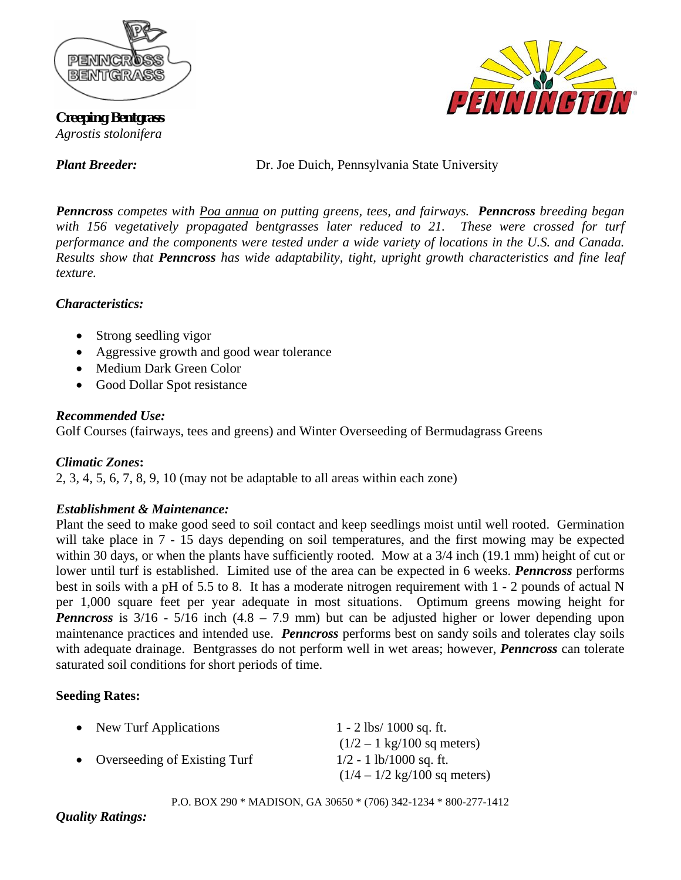PENNCROSS BENTGRASS

PENNINGTON®

**Creeping Bentgrass**
*Agrostis stolonifera*

***Plant Breeder:*** Dr. Joe Duich, Pennsylvania State University

***Penncross*** *competes with* *Poa annua* *on putting greens, tees, and fairways.* ***Penncross*** *breeding began with 156 vegetatively propagated bentgrasses later reduced to 21. These were crossed for turf performance and the components were tested under a wide variety of locations in the U.S. and Canada. Results show that* ***Penncross*** *has wide adaptability, tight, upright growth characteristics and fine leaf texture.*

***Characteristics:***

- Strong seedling vigor
- Aggressive growth and good wear tolerance
- Medium Dark Green Color
- Good Dollar Spot resistance

***Recommended Use:***
Golf Courses (fairways, tees and greens) and Winter Overseeding of Bermudagrass Greens

***Climatic Zones*:**
2, 3, 4, 5, 6, 7, 8, 9, 10 (may not be adaptable to all areas within each zone)

***Establishment & Maintenance:***
Plant the seed to make good seed to soil contact and keep seedlings moist until well rooted. Germination will take place in 7 - 15 days depending on soil temperatures, and the first mowing may be expected within 30 days, or when the plants have sufficiently rooted. Mow at a 3/4 inch (19.1 mm) height of cut or lower until turf is established. Limited use of the area can be expected in 6 weeks. ***Penncross*** performs best in soils with a pH of 5.5 to 8. It has a moderate nitrogen requirement with 1 - 2 pounds of actual N per 1,000 square feet per year adequate in most situations. Optimum greens mowing height for ***Penncross*** is 3/16 - 5/16 inch (4.8 – 7.9 mm) but can be adjusted higher or lower depending upon maintenance practices and intended use. ***Penncross*** performs best on sandy soils and tolerates clay soils with adequate drainage. Bentgrasses do not perform well in wet areas; however, ***Penncross*** can tolerate saturated soil conditions for short periods of time.

**Seeding Rates:**

- New Turf Applications — 1 - 2 lbs/ 1000 sq. ft. (1/2 – 1 kg/100 sq meters)
- Overseeding of Existing Turf — 1/2 - 1 lb/1000 sq. ft. (1/4 – 1/2 kg/100 sq meters)

P.O. BOX 290 * MADISON, GA 30650 * (706) 342-1234 * 800-277-1412

***Quality Ratings:***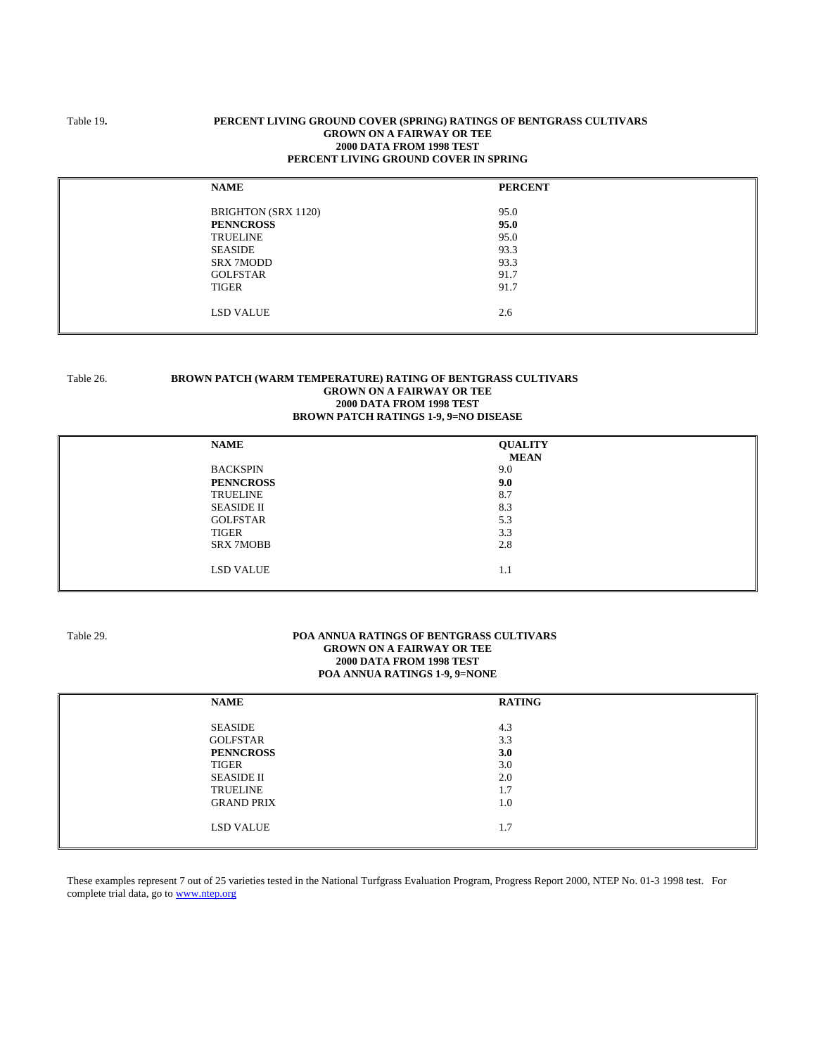Table 19. **PERCENT LIVING GROUND COVER (SPRING) RATINGS OF BENTGRASS CULTIVARS GROWN ON A FAIRWAY OR TEE 2000 DATA FROM 1998 TEST PERCENT LIVING GROUND COVER IN SPRING**

| NAME | PERCENT |
|---|---|
| BRIGHTON (SRX 1120) | 95.0 |
| **PENNCROSS** | **95.0** |
| TRUELINE | 95.0 |
| SEASIDE | 93.3 |
| SRX 7MODD | 93.3 |
| GOLFSTAR | 91.7 |
| TIGER | 91.7 |
| LSD VALUE | 2.6 |

Table 26. **BROWN PATCH (WARM TEMPERATURE) RATING OF BENTGRASS CULTIVARS GROWN ON A FAIRWAY OR TEE 2000 DATA FROM 1998 TEST BROWN PATCH RATINGS 1-9, 9=NO DISEASE**

| NAME | QUALITY MEAN |
|---|---|
| BACKSPIN | 9.0 |
| **PENNCROSS** | **9.0** |
| TRUELINE | 8.7 |
| SEASIDE II | 8.3 |
| GOLFSTAR | 5.3 |
| TIGER | 3.3 |
| SRX 7MOBB | 2.8 |
| LSD VALUE | 1.1 |

Table 29. **POA ANNUA RATINGS OF BENTGRASS CULTIVARS GROWN ON A FAIRWAY OR TEE 2000 DATA FROM 1998 TEST POA ANNUA RATINGS 1-9, 9=NONE**

| NAME | RATING |
|---|---|
| SEASIDE | 4.3 |
| GOLFSTAR | 3.3 |
| **PENNCROSS** | **3.0** |
| TIGER | 3.0 |
| SEASIDE II | 2.0 |
| TRUELINE | 1.7 |
| GRAND PRIX | 1.0 |
| LSD VALUE | 1.7 |

These examples represent 7 out of 25 varieties tested in the National Turfgrass Evaluation Program, Progress Report 2000, NTEP No. 01-3 1998 test. For complete trial data, go to www.ntep.org